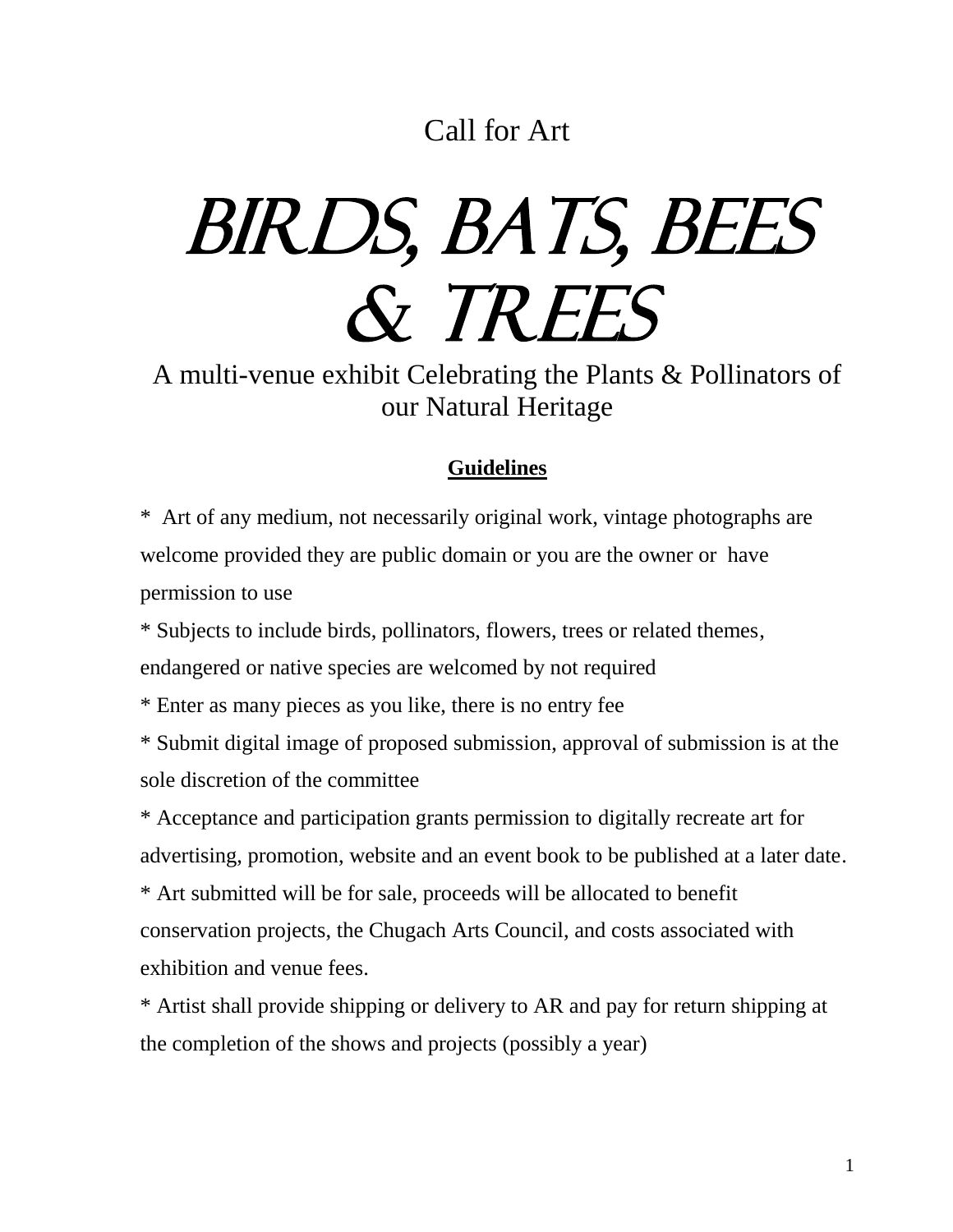Call for Art

# BIRDS, BATS, BEES & TREES

A multi-venue exhibit Celebrating the Plants & Pollinators of our Natural Heritage

**Guidelines**

* Art of any medium, not necessarily original work, vintage photographs are welcome provided they are public domain or you are the owner or have permission to use

* Subjects to include birds, pollinators, flowers, trees or related themes, endangered or native species are welcomed by not required

* Enter as many pieces as you like, there is no entry fee

* Submit digital image of proposed submission, approval of submission is at the sole discretion of the committee

* Acceptance and participation grants permission to digitally recreate art for advertising, promotion, website and an event book to be published at a later date.

* Art submitted will be for sale, proceeds will be allocated to benefit conservation projects, the Chugach Arts Council, and costs associated with exhibition and venue fees.

* Artist shall provide shipping or delivery to AR and pay for return shipping at the completion of the shows and projects (possibly a year)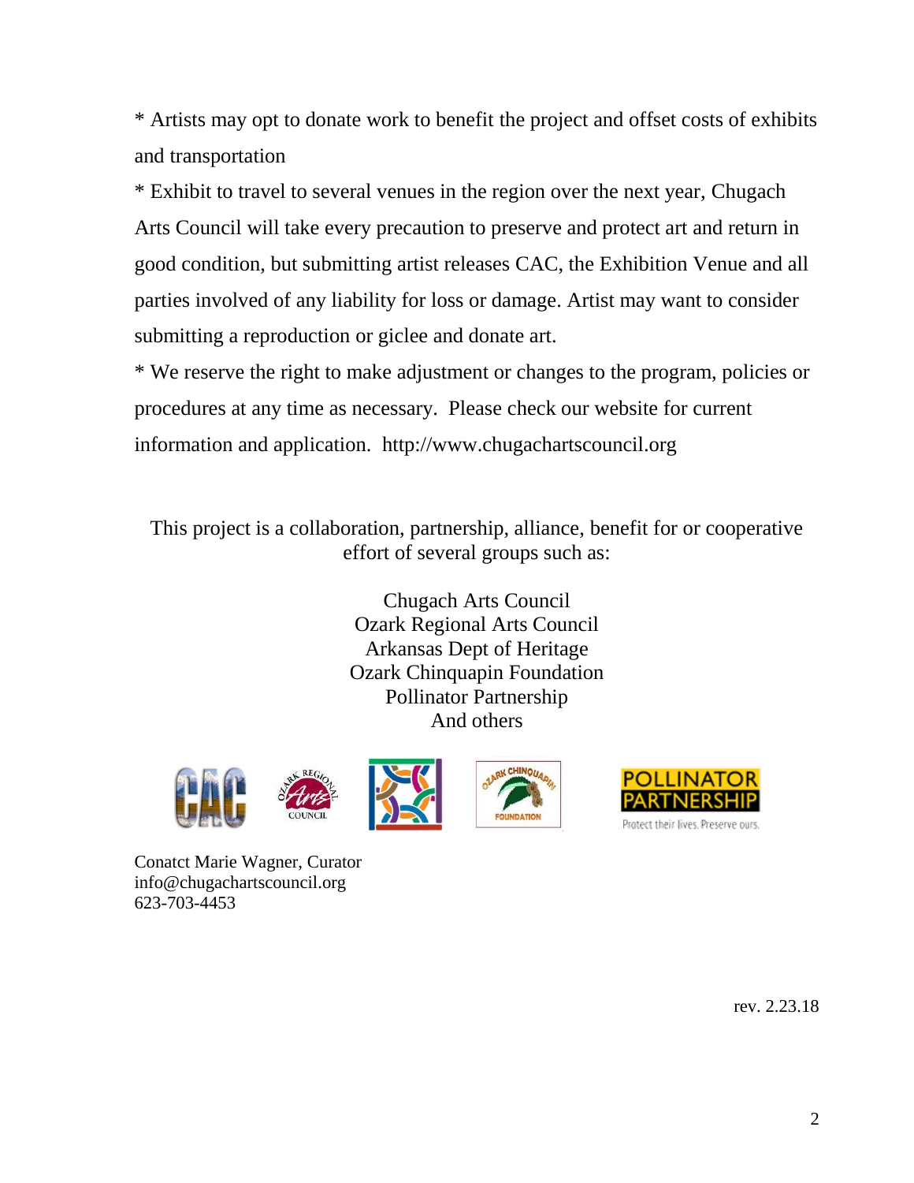* Artists may opt to donate work to benefit the project and offset costs of exhibits and transportation

* Exhibit to travel to several venues in the region over the next year, Chugach Arts Council will take every precaution to preserve and protect art and return in good condition, but submitting artist releases CAC, the Exhibition Venue and all parties involved of any liability for loss or damage. Artist may want to consider submitting a reproduction or giclee and donate art.

* We reserve the right to make adjustment or changes to the program, policies or procedures at any time as necessary. Please check our website for current information and application. http://www.chugachartscouncil.org

This project is a collaboration, partnership, alliance, benefit for or cooperative effort of several groups such as:

Chugach Arts Council
Ozark Regional Arts Council
Arkansas Dept of Heritage
Ozark Chinquapin Foundation
Pollinator Partnership
And others

Conatct Marie Wagner, Curator
info@chugachartscouncil.org
623-703-4453

rev. 2.23.18